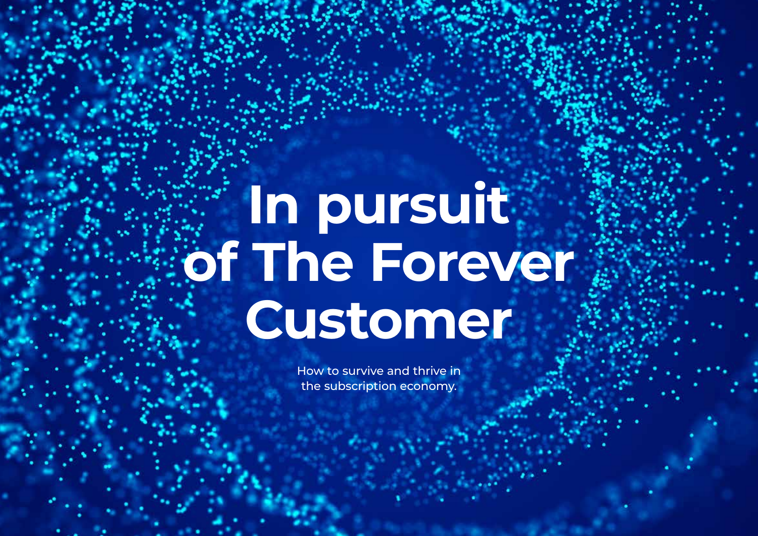# In pursuit of The Forever Customer

How to survive and thrive in the subscription economy.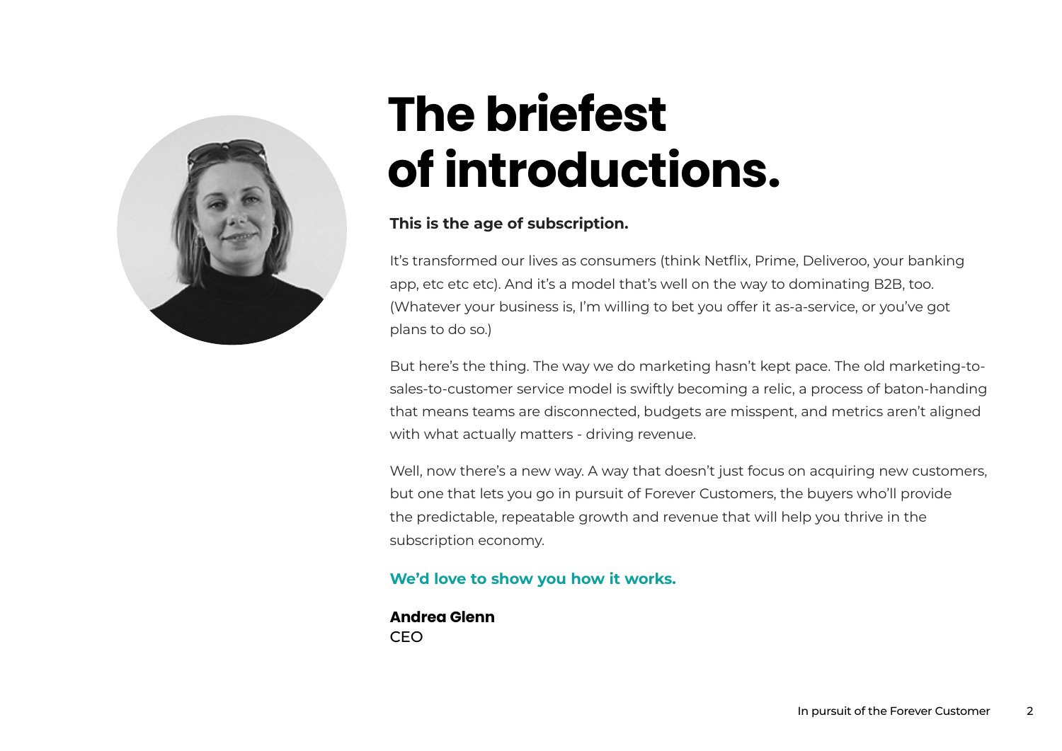# The briefest of introductions.

**This is the age of subscription.**

It's transformed our lives as consumers (think Netflix, Prime, Deliveroo, your banking app, etc etc etc). And it's a model that's well on the way to dominating B2B, too. (Whatever your business is, I'm willing to bet you offer it as-a-service, or you've got plans to do so.)

But here's the thing. The way we do marketing hasn't kept pace. The old marketing-to-sales-to-customer service model is swiftly becoming a relic, a process of baton-handing that means teams are disconnected, budgets are misspent, and metrics aren't aligned with what actually matters - driving revenue.

Well, now there's a new way. A way that doesn't just focus on acquiring new customers, but one that lets you go in pursuit of Forever Customers, the buyers who'll provide the predictable, repeatable growth and revenue that will help you thrive in the subscription economy.

**We'd love to show you how it works.**

**Andrea Glenn**
CEO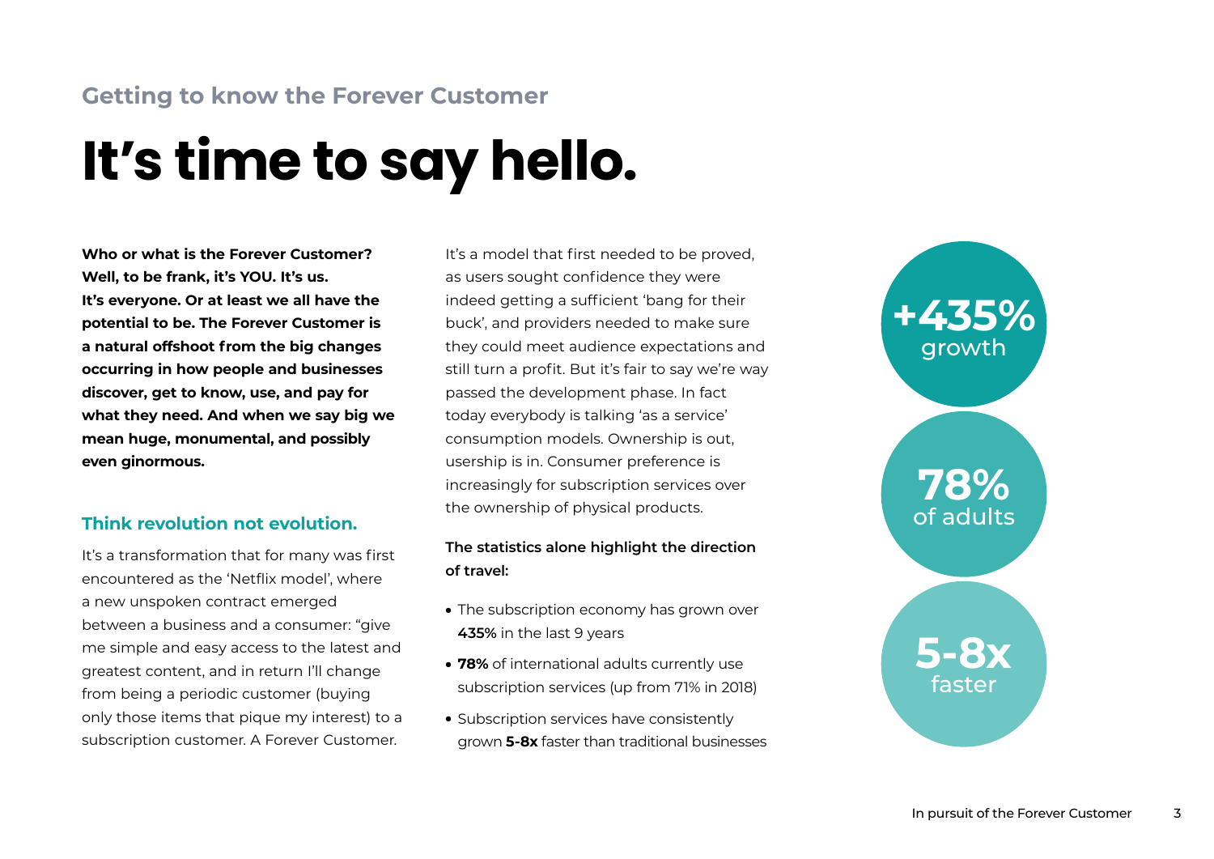## Getting to know the Forever Customer

# It's time to say hello.

**Who or what is the Forever Customer? Well, to be frank, it's YOU. It's us. It's everyone. Or at least we all have the potential to be. The Forever Customer is a natural offshoot from the big changes occurring in how people and businesses discover, get to know, use, and pay for what they need. And when we say big we mean huge, monumental, and possibly even ginormous.**

### Think revolution not evolution.

It's a transformation that for many was first encountered as the 'Netflix model', where a new unspoken contract emerged between a business and a consumer: "give me simple and easy access to the latest and greatest content, and in return I'll change from being a periodic customer (buying only those items that pique my interest) to a subscription customer. A Forever Customer.

It's a model that first needed to be proved, as users sought confidence they were indeed getting a sufficient 'bang for their buck', and providers needed to make sure they could meet audience expectations and still turn a profit. But it's fair to say we're way passed the development phase. In fact today everybody is talking 'as a service' consumption models. Ownership is out, usership is in. Consumer preference is increasingly for subscription services over the ownership of physical products.

**The statistics alone highlight the direction of travel:**

- The subscription economy has grown over **435%** in the last 9 years
- **78%** of international adults currently use subscription services (up from 71% in 2018)
- Subscription services have consistently grown **5-8x** faster than traditional businesses

**+435%** growth

**78%** of adults

**5-8x** faster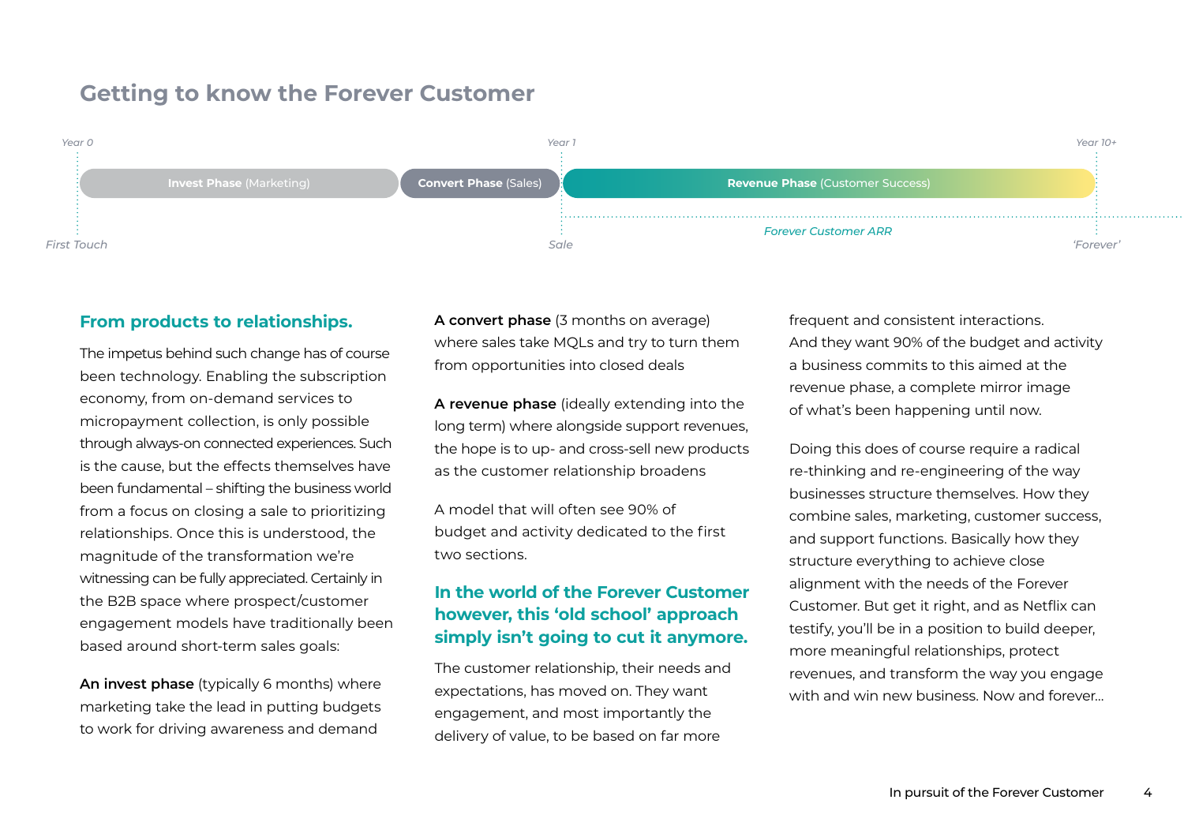# Getting to know the Forever Customer

Year 0 — Year 1 — Year 10+

**Invest Phase** (Marketing) | **Convert Phase** (Sales) | **Revenue Phase** (Customer Success)

First Touch — Sale — *Forever Customer ARR* — 'Forever'

## From products to relationships.

The impetus behind such change has of course been technology. Enabling the subscription economy, from on-demand services to micropayment collection, is only possible through always-on connected experiences. Such is the cause, but the effects themselves have been fundamental – shifting the business world from a focus on closing a sale to prioritizing relationships. Once this is understood, the magnitude of the transformation we're witnessing can be fully appreciated. Certainly in the B2B space where prospect/customer engagement models have traditionally been based around short-term sales goals:

**An invest phase** (typically 6 months) where marketing take the lead in putting budgets to work for driving awareness and demand

**A convert phase** (3 months on average) where sales take MQLs and try to turn them from opportunities into closed deals

**A revenue phase** (ideally extending into the long term) where alongside support revenues, the hope is to up- and cross-sell new products as the customer relationship broadens

A model that will often see 90% of budget and activity dedicated to the first two sections.

## In the world of the Forever Customer however, this 'old school' approach simply isn't going to cut it anymore.

The customer relationship, their needs and expectations, has moved on. They want engagement, and most importantly the delivery of value, to be based on far more frequent and consistent interactions. And they want 90% of the budget and activity a business commits to this aimed at the revenue phase, a complete mirror image of what's been happening until now.

Doing this does of course require a radical re-thinking and re-engineering of the way businesses structure themselves. How they combine sales, marketing, customer success, and support functions. Basically how they structure everything to achieve close alignment with the needs of the Forever Customer. But get it right, and as Netflix can testify, you'll be in a position to build deeper, more meaningful relationships, protect revenues, and transform the way you engage with and win new business. Now and forever...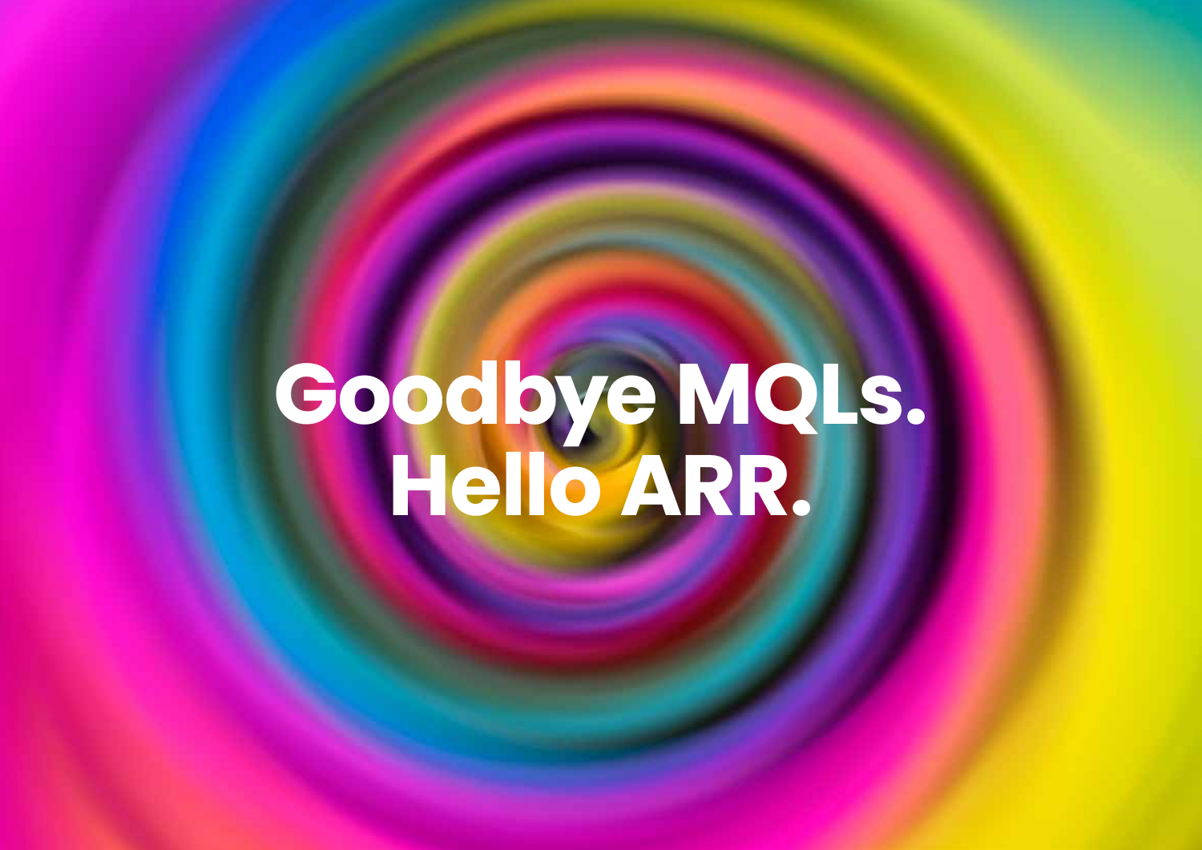# Goodbye MQLs.
# Hello ARR.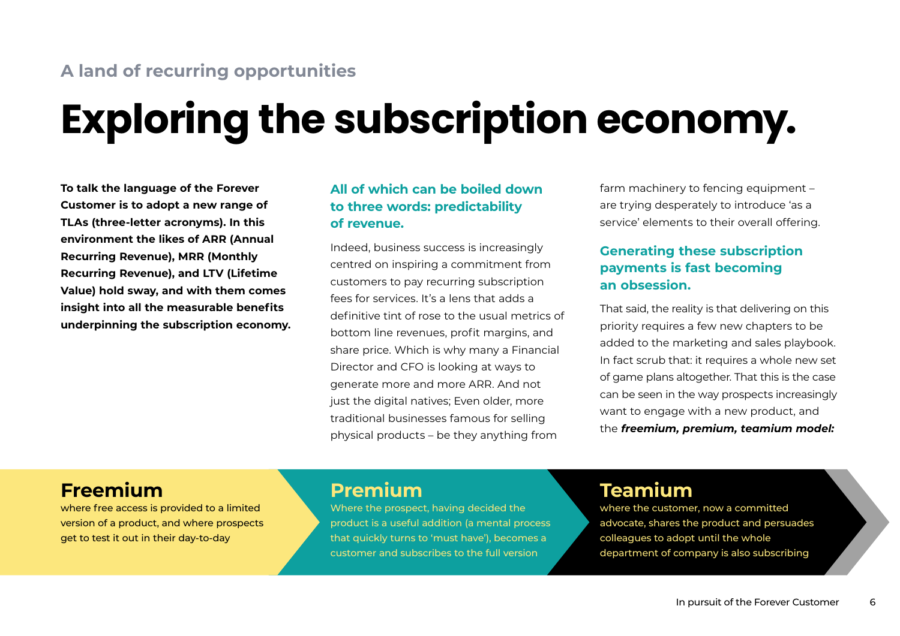A land of recurring opportunities

# Exploring the subscription economy.

**To talk the language of the Forever Customer is to adopt a new range of TLAs (three-letter acronyms). In this environment the likes of ARR (Annual Recurring Revenue), MRR (Monthly Recurring Revenue), and LTV (Lifetime Value) hold sway, and with them comes insight into all the measurable benefits underpinning the subscription economy.**

### All of which can be boiled down to three words: predictability of revenue.

Indeed, business success is increasingly centred on inspiring a commitment from customers to pay recurring subscription fees for services. It's a lens that adds a definitive tint of rose to the usual metrics of bottom line revenues, profit margins, and share price. Which is why many a Financial Director and CFO is looking at ways to generate more and more ARR. And not just the digital natives; Even older, more traditional businesses famous for selling physical products – be they anything from farm machinery to fencing equipment – are trying desperately to introduce 'as a service' elements to their overall offering.

### Generating these subscription payments is fast becoming an obsession.

That said, the reality is that delivering on this priority requires a few new chapters to be added to the marketing and sales playbook. In fact scrub that: it requires a whole new set of game plans altogether. That this is the case can be seen in the way prospects increasingly want to engage with a new product, and the ***freemium, premium, teamium model:***

## Freemium

where free access is provided to a limited version of a product, and where prospects get to test it out in their day-to-day

## Premium

Where the prospect, having decided the product is a useful addition (a mental process that quickly turns to 'must have'), becomes a customer and subscribes to the full version

## Teamium

where the customer, now a committed advocate, shares the product and persuades colleagues to adopt until the whole department of company is also subscribing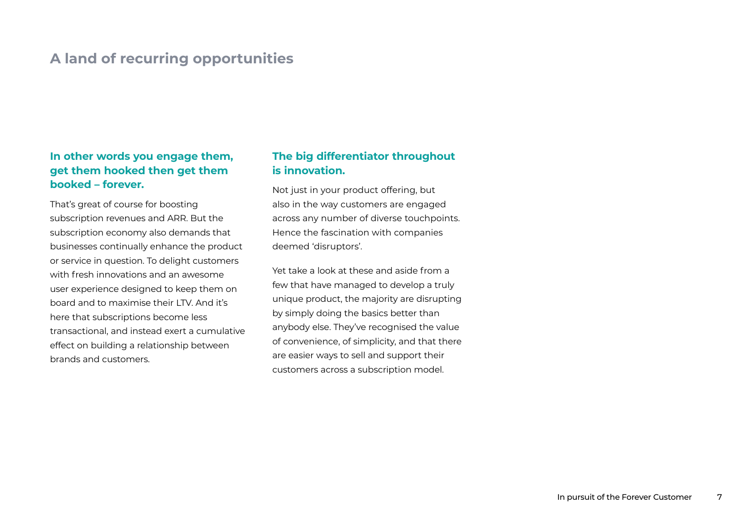## A land of recurring opportunities

### In other words you engage them, get them hooked then get them booked – forever.

That's great of course for boosting subscription revenues and ARR. But the subscription economy also demands that businesses continually enhance the product or service in question. To delight customers with fresh innovations and an awesome user experience designed to keep them on board and to maximise their LTV. And it's here that subscriptions become less transactional, and instead exert a cumulative effect on building a relationship between brands and customers.

### The big differentiator throughout is innovation.

Not just in your product offering, but also in the way customers are engaged across any number of diverse touchpoints. Hence the fascination with companies deemed 'disruptors'.

Yet take a look at these and aside from a few that have managed to develop a truly unique product, the majority are disrupting by simply doing the basics better than anybody else. They've recognised the value of convenience, of simplicity, and that there are easier ways to sell and support their customers across a subscription model.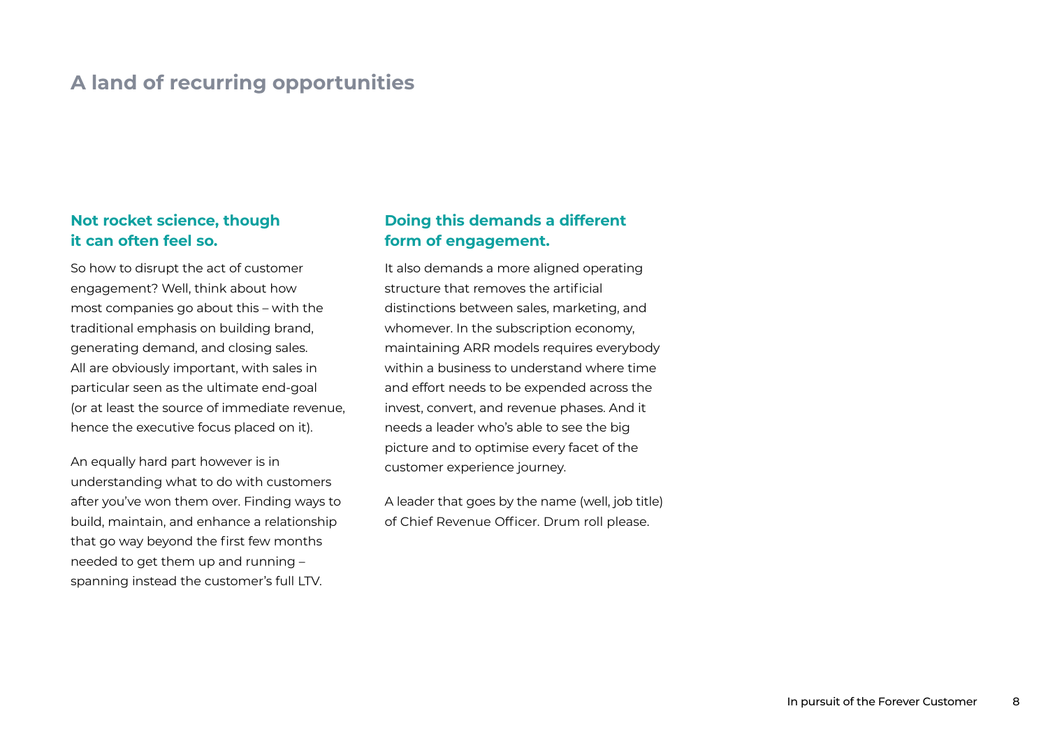## A land of recurring opportunities

### Not rocket science, though it can often feel so.

So how to disrupt the act of customer engagement? Well, think about how most companies go about this – with the traditional emphasis on building brand, generating demand, and closing sales. All are obviously important, with sales in particular seen as the ultimate end-goal (or at least the source of immediate revenue, hence the executive focus placed on it).

An equally hard part however is in understanding what to do with customers after you've won them over. Finding ways to build, maintain, and enhance a relationship that go way beyond the first few months needed to get them up and running – spanning instead the customer's full LTV.

### Doing this demands a different form of engagement.

It also demands a more aligned operating structure that removes the artificial distinctions between sales, marketing, and whomever. In the subscription economy, maintaining ARR models requires everybody within a business to understand where time and effort needs to be expended across the invest, convert, and revenue phases. And it needs a leader who's able to see the big picture and to optimise every facet of the customer experience journey.

A leader that goes by the name (well, job title) of Chief Revenue Officer. Drum roll please.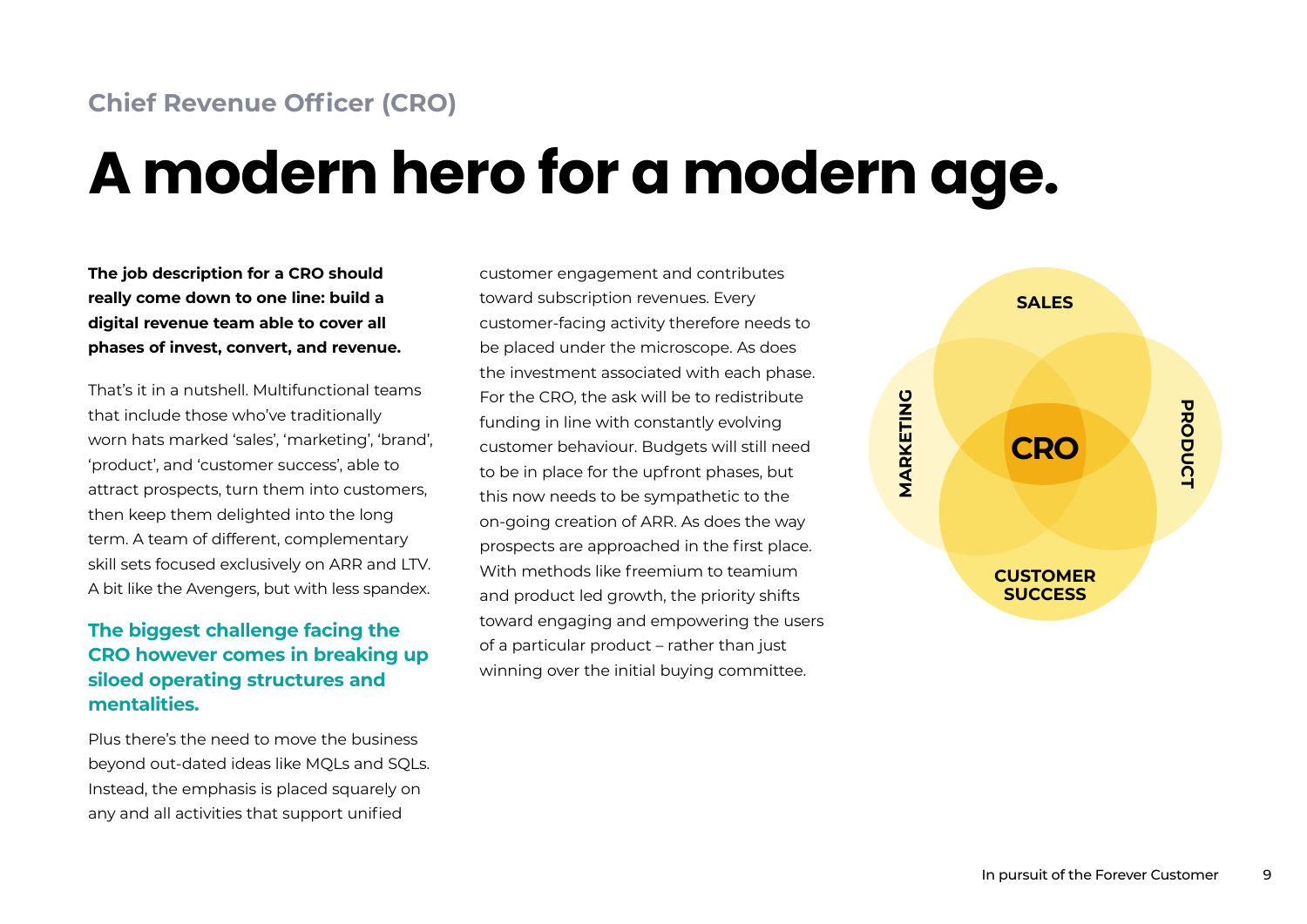Chief Revenue Officer (CRO)

# A modern hero for a modern age.

**The job description for a CRO should really come down to one line: build a digital revenue team able to cover all phases of invest, convert, and revenue.**

That's it in a nutshell. Multifunctional teams that include those who've traditionally worn hats marked 'sales', 'marketing', 'brand', 'product', and 'customer success', able to attract prospects, turn them into customers, then keep them delighted into the long term. A team of different, complementary skill sets focused exclusively on ARR and LTV. A bit like the Avengers, but with less spandex.

**The biggest challenge facing the CRO however comes in breaking up siloed operating structures and mentalities.**

Plus there's the need to move the business beyond out-dated ideas like MQLs and SQLs. Instead, the emphasis is placed squarely on any and all activities that support unified customer engagement and contributes toward subscription revenues. Every customer-facing activity therefore needs to be placed under the microscope. As does the investment associated with each phase. For the CRO, the ask will be to redistribute funding in line with constantly evolving customer behaviour. Budgets will still need to be in place for the upfront phases, but this now needs to be sympathetic to the on-going creation of ARR. As does the way prospects are approached in the first place. With methods like freemium to teamium and product led growth, the priority shifts toward engaging and empowering the users of a particular product – rather than just winning over the initial buying committee.

SALES

MARKETING

CRO

PRODUCT

CUSTOMER SUCCESS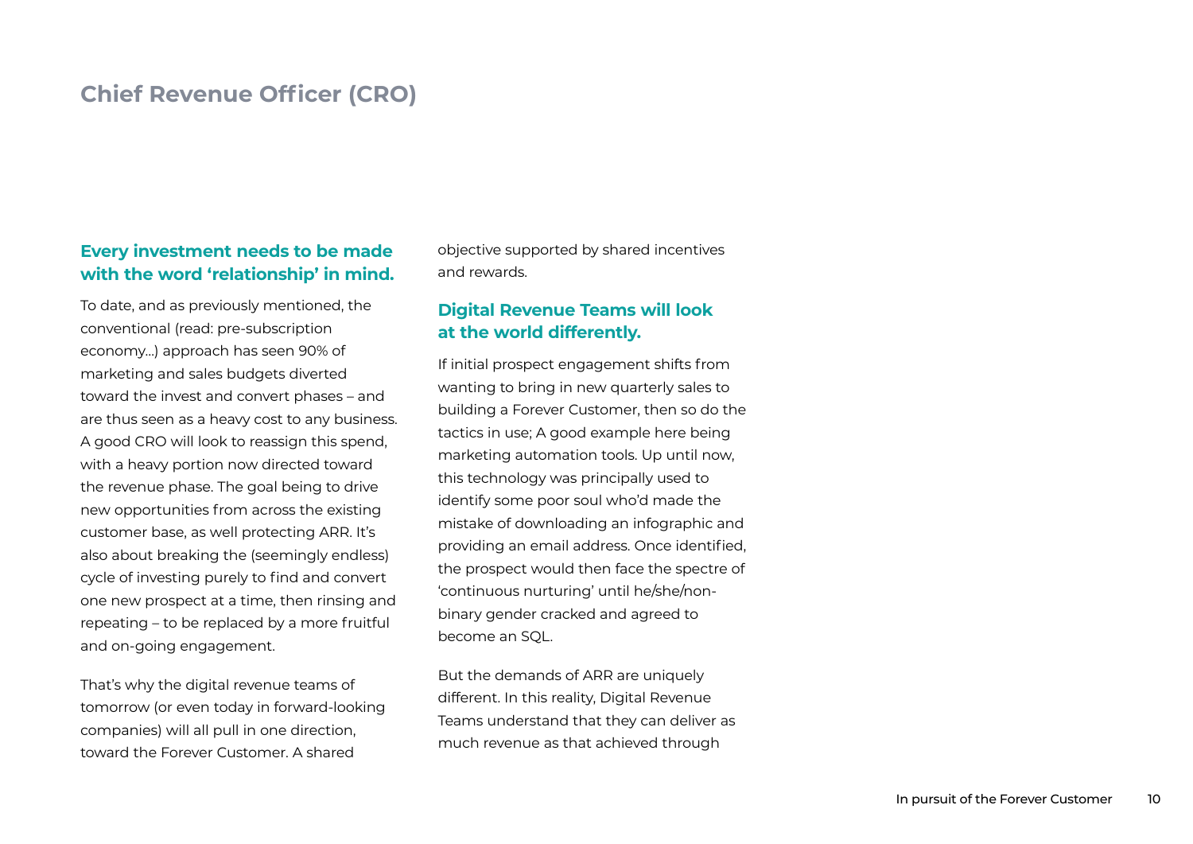## Chief Revenue Officer (CRO)

### Every investment needs to be made with the word 'relationship' in mind.

To date, and as previously mentioned, the conventional (read: pre-subscription economy...) approach has seen 90% of marketing and sales budgets diverted toward the invest and convert phases – and are thus seen as a heavy cost to any business. A good CRO will look to reassign this spend, with a heavy portion now directed toward the revenue phase. The goal being to drive new opportunities from across the existing customer base, as well protecting ARR. It's also about breaking the (seemingly endless) cycle of investing purely to find and convert one new prospect at a time, then rinsing and repeating – to be replaced by a more fruitful and on-going engagement.

That's why the digital revenue teams of tomorrow (or even today in forward-looking companies) will all pull in one direction, toward the Forever Customer. A shared objective supported by shared incentives and rewards.

### Digital Revenue Teams will look at the world differently.

If initial prospect engagement shifts from wanting to bring in new quarterly sales to building a Forever Customer, then so do the tactics in use; A good example here being marketing automation tools. Up until now, this technology was principally used to identify some poor soul who'd made the mistake of downloading an infographic and providing an email address. Once identified, the prospect would then face the spectre of 'continuous nurturing' until he/she/non-binary gender cracked and agreed to become an SQL.

But the demands of ARR are uniquely different. In this reality, Digital Revenue Teams understand that they can deliver as much revenue as that achieved through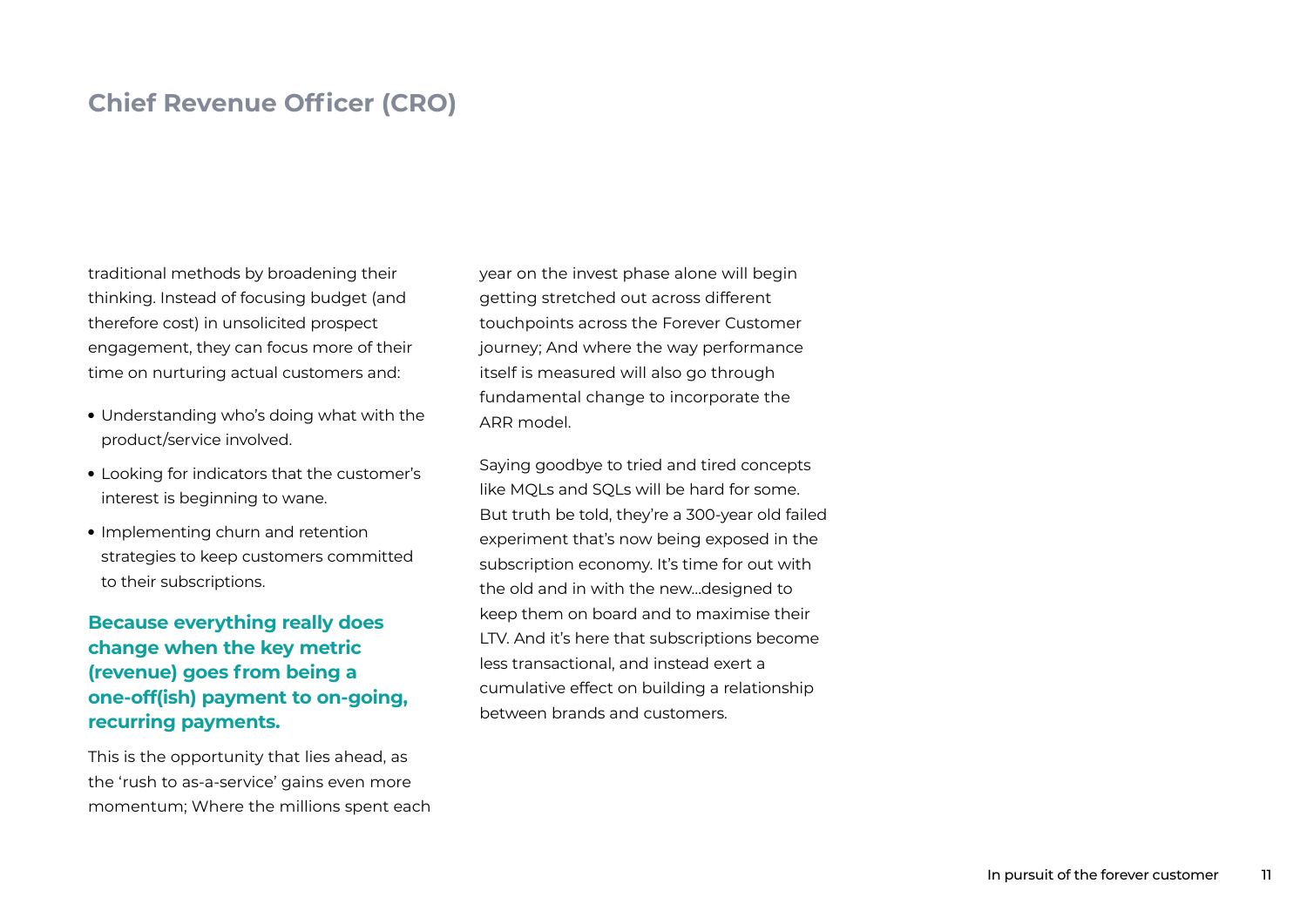## Chief Revenue Officer (CRO)

traditional methods by broadening their thinking. Instead of focusing budget (and therefore cost) in unsolicited prospect engagement, they can focus more of their time on nurturing actual customers and:

- Understanding who's doing what with the product/service involved.
- Looking for indicators that the customer's interest is beginning to wane.
- Implementing churn and retention strategies to keep customers committed to their subscriptions.

**Because everything really does change when the key metric (revenue) goes from being a one-off(ish) payment to on-going, recurring payments.**

This is the opportunity that lies ahead, as the 'rush to as-a-service' gains even more momentum; Where the millions spent each year on the invest phase alone will begin getting stretched out across different touchpoints across the Forever Customer journey; And where the way performance itself is measured will also go through fundamental change to incorporate the ARR model.

Saying goodbye to tried and tired concepts like MQLs and SQLs will be hard for some. But truth be told, they're a 300-year old failed experiment that's now being exposed in the subscription economy. It's time for out with the old and in with the new...designed to keep them on board and to maximise their LTV. And it's here that subscriptions become less transactional, and instead exert a cumulative effect on building a relationship between brands and customers.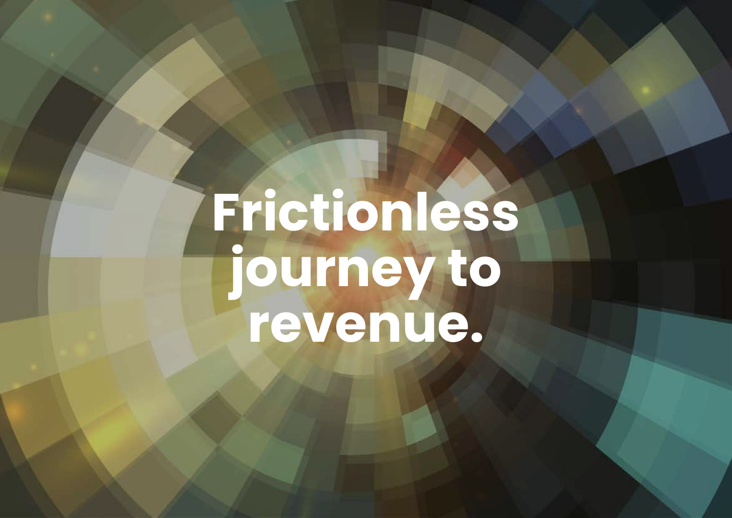# Frictionless journey to revenue.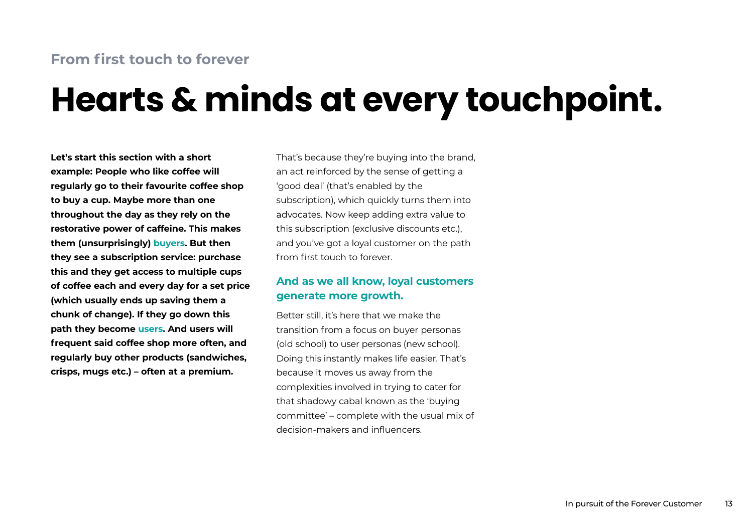From first touch to forever

# Hearts & minds at every touchpoint.

**Let's start this section with a short example: People who like coffee will regularly go to their favourite coffee shop to buy a cup. Maybe more than one throughout the day as they rely on the restorative power of caffeine. This makes them (unsurprisingly) buyers. But then they see a subscription service: purchase this and they get access to multiple cups of coffee each and every day for a set price (which usually ends up saving them a chunk of change). If they go down this path they become users. And users will frequent said coffee shop more often, and regularly buy other products (sandwiches, crisps, mugs etc.) – often at a premium.**

That's because they're buying into the brand, an act reinforced by the sense of getting a 'good deal' (that's enabled by the subscription), which quickly turns them into advocates. Now keep adding extra value to this subscription (exclusive discounts etc.), and you've got a loyal customer on the path from first touch to forever.

**And as we all know, loyal customers generate more growth.**

Better still, it's here that we make the transition from a focus on buyer personas (old school) to user personas (new school). Doing this instantly makes life easier. That's because it moves us away from the complexities involved in trying to cater for that shadowy cabal known as the 'buying committee' – complete with the usual mix of decision-makers and influencers.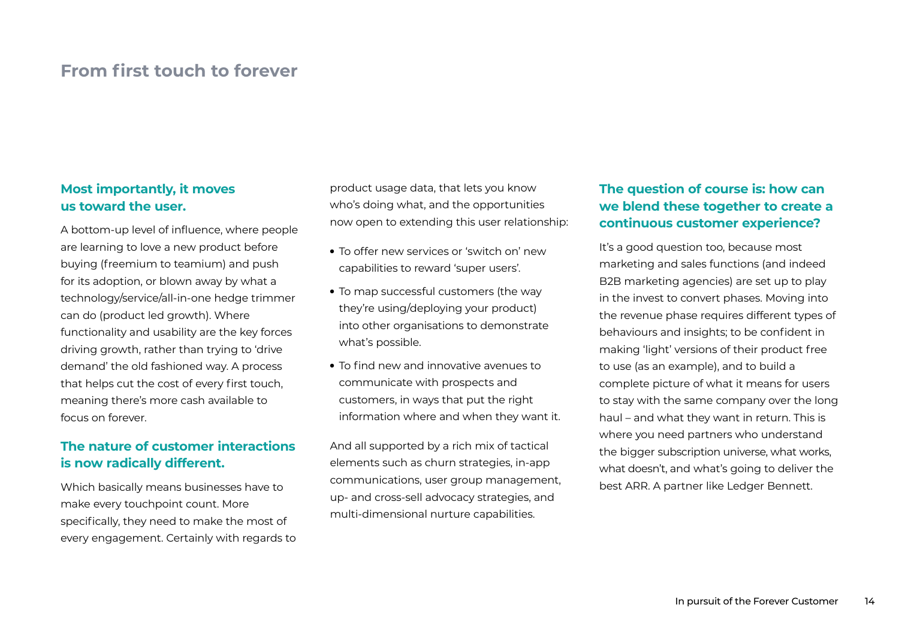## From first touch to forever

### Most importantly, it moves us toward the user.

A bottom-up level of influence, where people are learning to love a new product before buying (freemium to teamium) and push for its adoption, or blown away by what a technology/service/all-in-one hedge trimmer can do (product led growth). Where functionality and usability are the key forces driving growth, rather than trying to 'drive demand' the old fashioned way. A process that helps cut the cost of every first touch, meaning there's more cash available to focus on forever.

### The nature of customer interactions is now radically different.

Which basically means businesses have to make every touchpoint count. More specifically, they need to make the most of every engagement. Certainly with regards to product usage data, that lets you know who's doing what, and the opportunities now open to extending this user relationship:

- To offer new services or 'switch on' new capabilities to reward 'super users'.
- To map successful customers (the way they're using/deploying your product) into other organisations to demonstrate what's possible.
- To find new and innovative avenues to communicate with prospects and customers, in ways that put the right information where and when they want it.

And all supported by a rich mix of tactical elements such as churn strategies, in-app communications, user group management, up- and cross-sell advocacy strategies, and multi-dimensional nurture capabilities.

### The question of course is: how can we blend these together to create a continuous customer experience?

It's a good question too, because most marketing and sales functions (and indeed B2B marketing agencies) are set up to play in the invest to convert phases. Moving into the revenue phase requires different types of behaviours and insights; to be confident in making 'light' versions of their product free to use (as an example), and to build a complete picture of what it means for users to stay with the same company over the long haul – and what they want in return. This is where you need partners who understand the bigger subscription universe, what works, what doesn't, and what's going to deliver the best ARR. A partner like Ledger Bennett.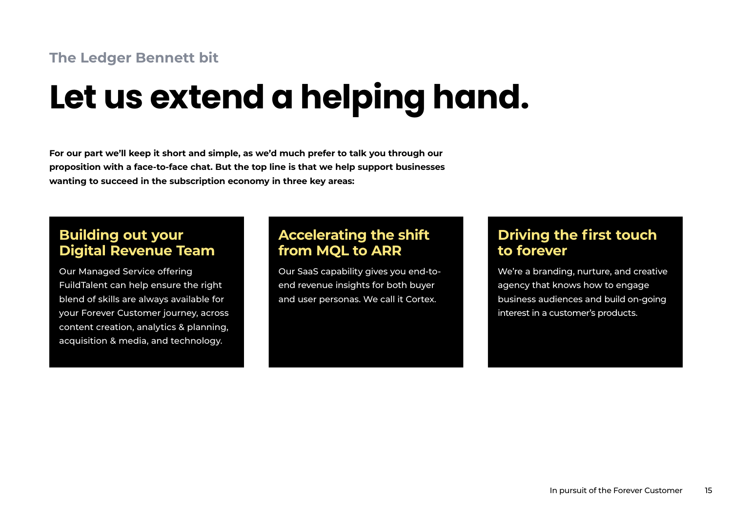The Ledger Bennett bit

# Let us extend a helping hand.

**For our part we'll keep it short and simple, as we'd much prefer to talk you through our proposition with a face-to-face chat. But the top line is that we help support businesses wanting to succeed in the subscription economy in three key areas:**

### Building out your Digital Revenue Team

Our Managed Service offering FuildTalent can help ensure the right blend of skills are always available for your Forever Customer journey, across content creation, analytics & planning, acquisition & media, and technology.

### Accelerating the shift from MQL to ARR

Our SaaS capability gives you end-to-end revenue insights for both buyer and user personas. We call it Cortex.

### Driving the first touch to forever

We're a branding, nurture, and creative agency that knows how to engage business audiences and build on-going interest in a customer's products.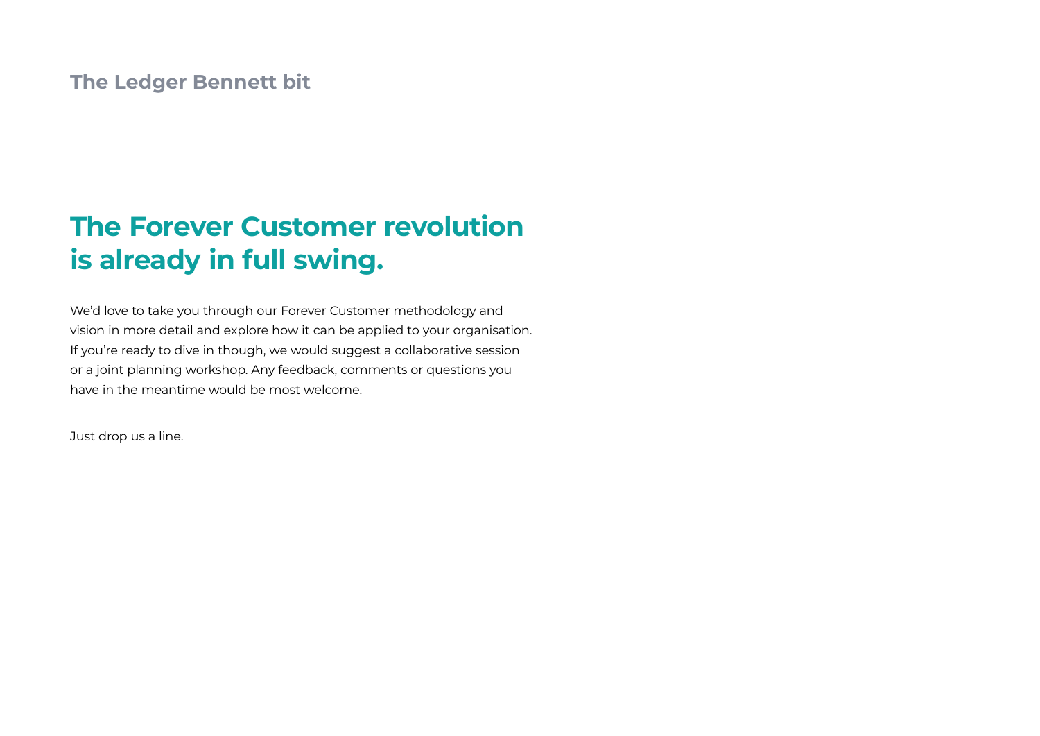## The Ledger Bennett bit

# The Forever Customer revolution is already in full swing.

We'd love to take you through our Forever Customer methodology and vision in more detail and explore how it can be applied to your organisation. If you're ready to dive in though, we would suggest a collaborative session or a joint planning workshop. Any feedback, comments or questions you have in the meantime would be most welcome.

Just drop us a line.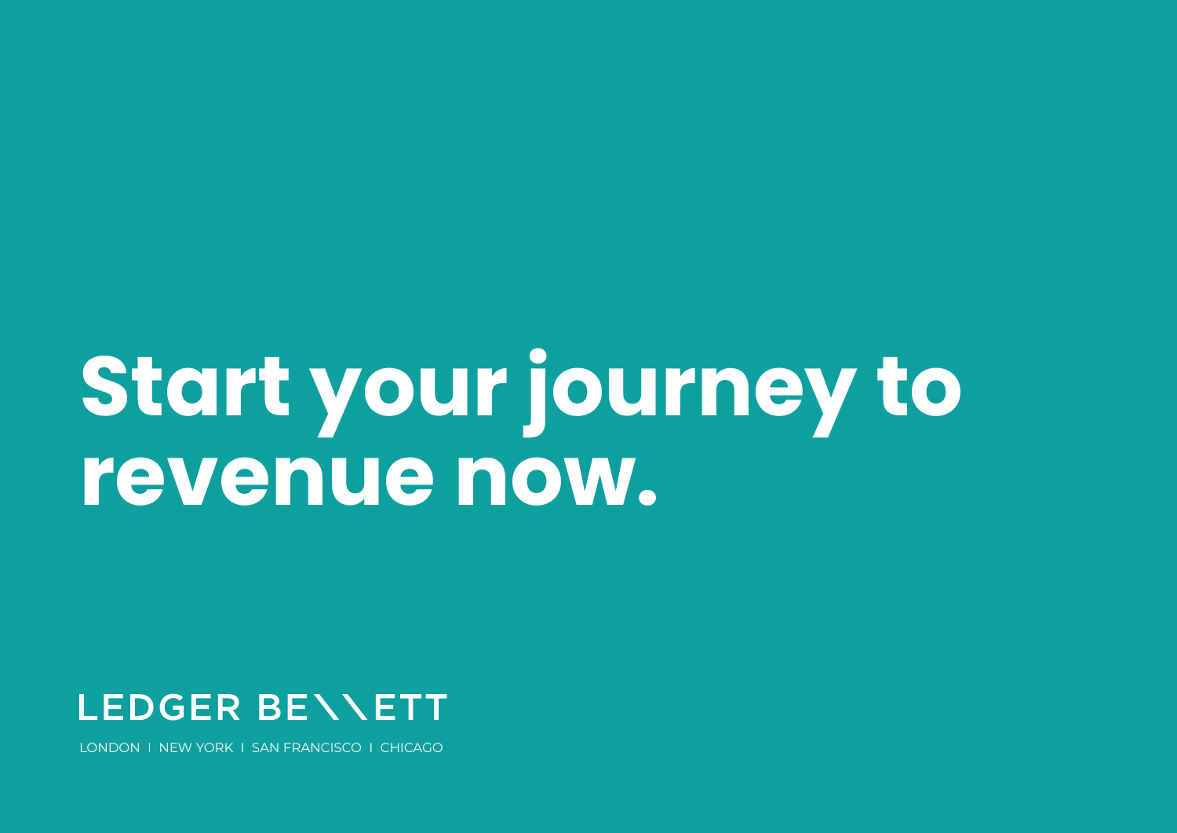# Start your journey to revenue now.

LEDGER BENNETT

LONDON I NEW YORK I SAN FRANCISCO I CHICAGO